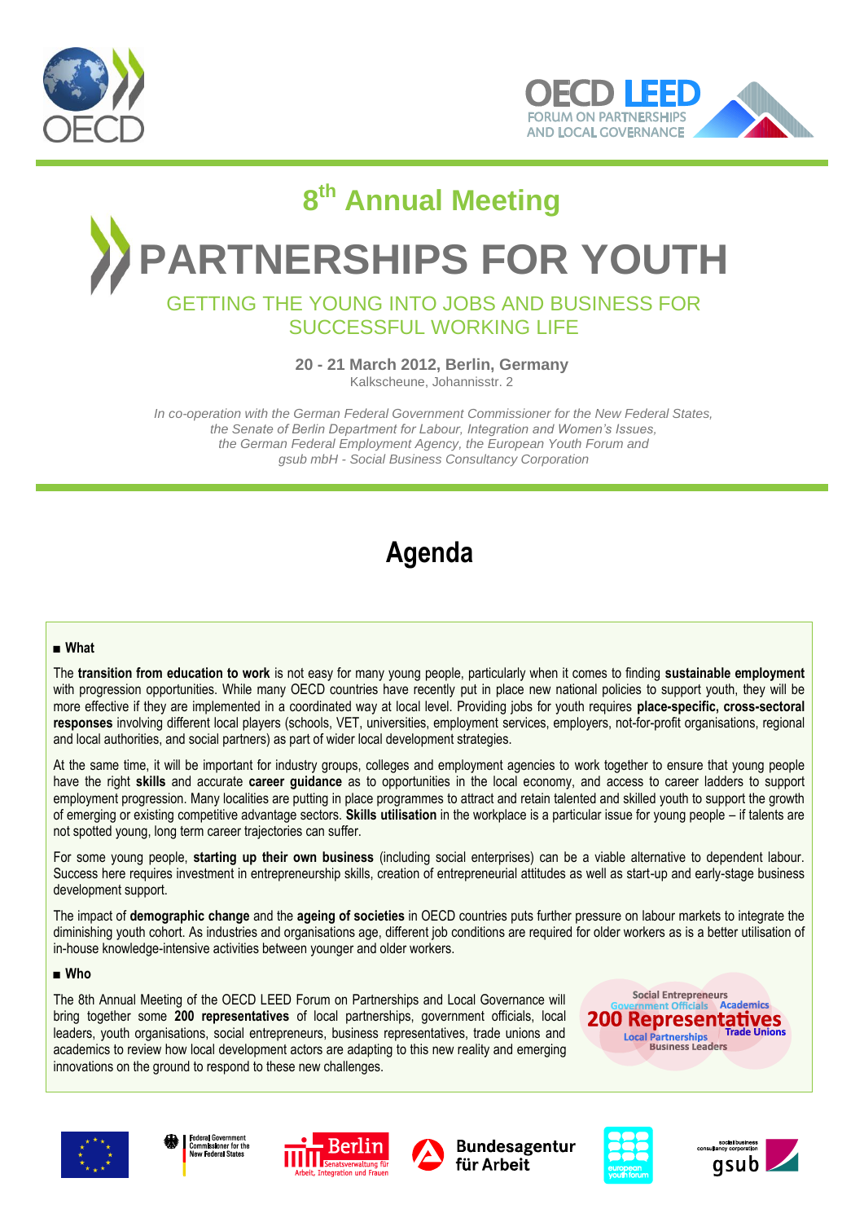# 8th Annual Meeting

# PARTNERSHIPS FOR YOUTH

## GETTING THE YOUNG INTO JOBS AND BUSINESS FOR SUCCESSFUL WORKING LIFE

**20 - 21 March 2012, Berlin, Germany**
Kalkscheune, Johannisstr. 2

*In co-operation with the German Federal Government Commissioner for the New Federal States, the Senate of Berlin Department for Labour, Integration and Women's Issues, the German Federal Employment Agency, the European Youth Forum and gsub mbH - Social Business Consultancy Corporation*

# Agenda

### ■ What

The **transition from education to work** is not easy for many young people, particularly when it comes to finding **sustainable employment** with progression opportunities. While many OECD countries have recently put in place new national policies to support youth, they will be more effective if they are implemented in a coordinated way at local level. Providing jobs for youth requires **place-specific, cross-sectoral responses** involving different local players (schools, VET, universities, employment services, employers, not-for-profit organisations, regional and local authorities, and social partners) as part of wider local development strategies.

At the same time, it will be important for industry groups, colleges and employment agencies to work together to ensure that young people have the right **skills** and accurate **career guidance** as to opportunities in the local economy, and access to career ladders to support employment progression. Many localities are putting in place programmes to attract and retain talented and skilled youth to support the growth of emerging or existing competitive advantage sectors. **Skills utilisation** in the workplace is a particular issue for young people – if talents are not spotted young, long term career trajectories can suffer.

For some young people, **starting up their own business** (including social enterprises) can be a viable alternative to dependent labour. Success here requires investment in entrepreneurship skills, creation of entrepreneurial attitudes as well as start-up and early-stage business development support.

The impact of **demographic change** and the **ageing of societies** in OECD countries puts further pressure on labour markets to integrate the diminishing youth cohort. As industries and organisations age, different job conditions are required for older workers as is a better utilisation of in-house knowledge-intensive activities between younger and older workers.

### ■ Who

The 8th Annual Meeting of the OECD LEED Forum on Partnerships and Local Governance will bring together some **200 representatives** of local partnerships, government officials, local leaders, youth organisations, social entrepreneurs, business representatives, trade unions and academics to review how local development actors are adapting to this new reality and emerging innovations on the ground to respond to these new challenges.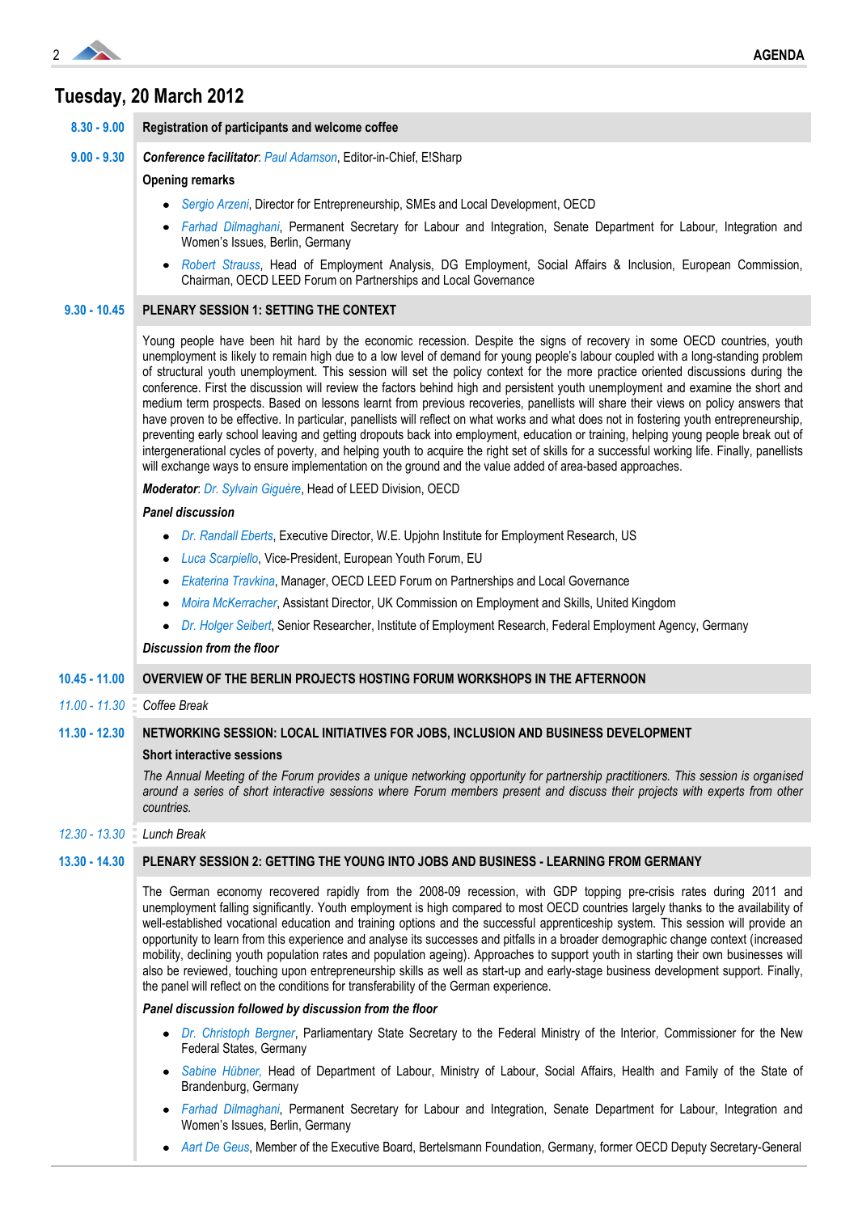## Tuesday, 20 March 2012

**8.30 - 9.00** **Registration of participants and welcome coffee**

**9.00 - 9.30** ***Conference facilitator***: *Paul Adamson*, Editor-in-Chief, E!Sharp

**Opening remarks**

- *Sergio Arzeni*, Director for Entrepreneurship, SMEs and Local Development, OECD
- *Farhad Dilmaghani*, Permanent Secretary for Labour and Integration, Senate Department for Labour, Integration and Women's Issues, Berlin, Germany
- *Robert Strauss*, Head of Employment Analysis, DG Employment, Social Affairs & Inclusion, European Commission, Chairman, OECD LEED Forum on Partnerships and Local Governance

**9.30 - 10.45** **PLENARY SESSION 1: SETTING THE CONTEXT**

Young people have been hit hard by the economic recession. Despite the signs of recovery in some OECD countries, youth unemployment is likely to remain high due to a low level of demand for young people's labour coupled with a long-standing problem of structural youth unemployment. This session will set the policy context for the more practice oriented discussions during the conference. First the discussion will review the factors behind high and persistent youth unemployment and examine the short and medium term prospects. Based on lessons learnt from previous recoveries, panellists will share their views on policy answers that have proven to be effective. In particular, panellists will reflect on what works and what does not in fostering youth entrepreneurship, preventing early school leaving and getting dropouts back into employment, education or training, helping young people break out of intergenerational cycles of poverty, and helping youth to acquire the right set of skills for a successful working life. Finally, panellists will exchange ways to ensure implementation on the ground and the value added of area-based approaches.

***Moderator***: *Dr. Sylvain Giguère*, Head of LEED Division, OECD

***Panel discussion***

- *Dr. Randall Eberts*, Executive Director, W.E. Upjohn Institute for Employment Research, US
- *Luca Scarpiello*, Vice-President, European Youth Forum, EU
- *Ekaterina Travkina*, Manager, OECD LEED Forum on Partnerships and Local Governance
- *Moira McKerracher*, Assistant Director, UK Commission on Employment and Skills, United Kingdom
- *Dr. Holger Seibert*, Senior Researcher, Institute of Employment Research, Federal Employment Agency, Germany

***Discussion from the floor***

**10.45 - 11.00** **OVERVIEW OF THE BERLIN PROJECTS HOSTING FORUM WORKSHOPS IN THE AFTERNOON**

*11.00 - 11.30* *Coffee Break*

**11.30 - 12.30** **NETWORKING SESSION: LOCAL INITIATIVES FOR JOBS, INCLUSION AND BUSINESS DEVELOPMENT**

**Short interactive sessions**

*The Annual Meeting of the Forum provides a unique networking opportunity for partnership practitioners. This session is organised around a series of short interactive sessions where Forum members present and discuss their projects with experts from other countries.*

*12.30 - 13.30* *Lunch Break*

**13.30 - 14.30** **PLENARY SESSION 2: GETTING THE YOUNG INTO JOBS AND BUSINESS - LEARNING FROM GERMANY**

The German economy recovered rapidly from the 2008-09 recession, with GDP topping pre-crisis rates during 2011 and unemployment falling significantly. Youth employment is high compared to most OECD countries largely thanks to the availability of well-established vocational education and training options and the successful apprenticeship system. This session will provide an opportunity to learn from this experience and analyse its successes and pitfalls in a broader demographic change context (increased mobility, declining youth population rates and population ageing). Approaches to support youth in starting their own businesses will also be reviewed, touching upon entrepreneurship skills as well as start-up and early-stage business development support. Finally, the panel will reflect on the conditions for transferability of the German experience.

***Panel discussion followed by discussion from the floor***

- *Dr. Christoph Bergner*, Parliamentary State Secretary to the Federal Ministry of the Interior, Commissioner for the New Federal States, Germany
- *Sabine Hübner*, Head of Department of Labour, Ministry of Labour, Social Affairs, Health and Family of the State of Brandenburg, Germany
- *Farhad Dilmaghani*, Permanent Secretary for Labour and Integration, Senate Department for Labour, Integration and Women's Issues, Berlin, Germany
- *Aart De Geus*, Member of the Executive Board, Bertelsmann Foundation, Germany, former OECD Deputy Secretary-General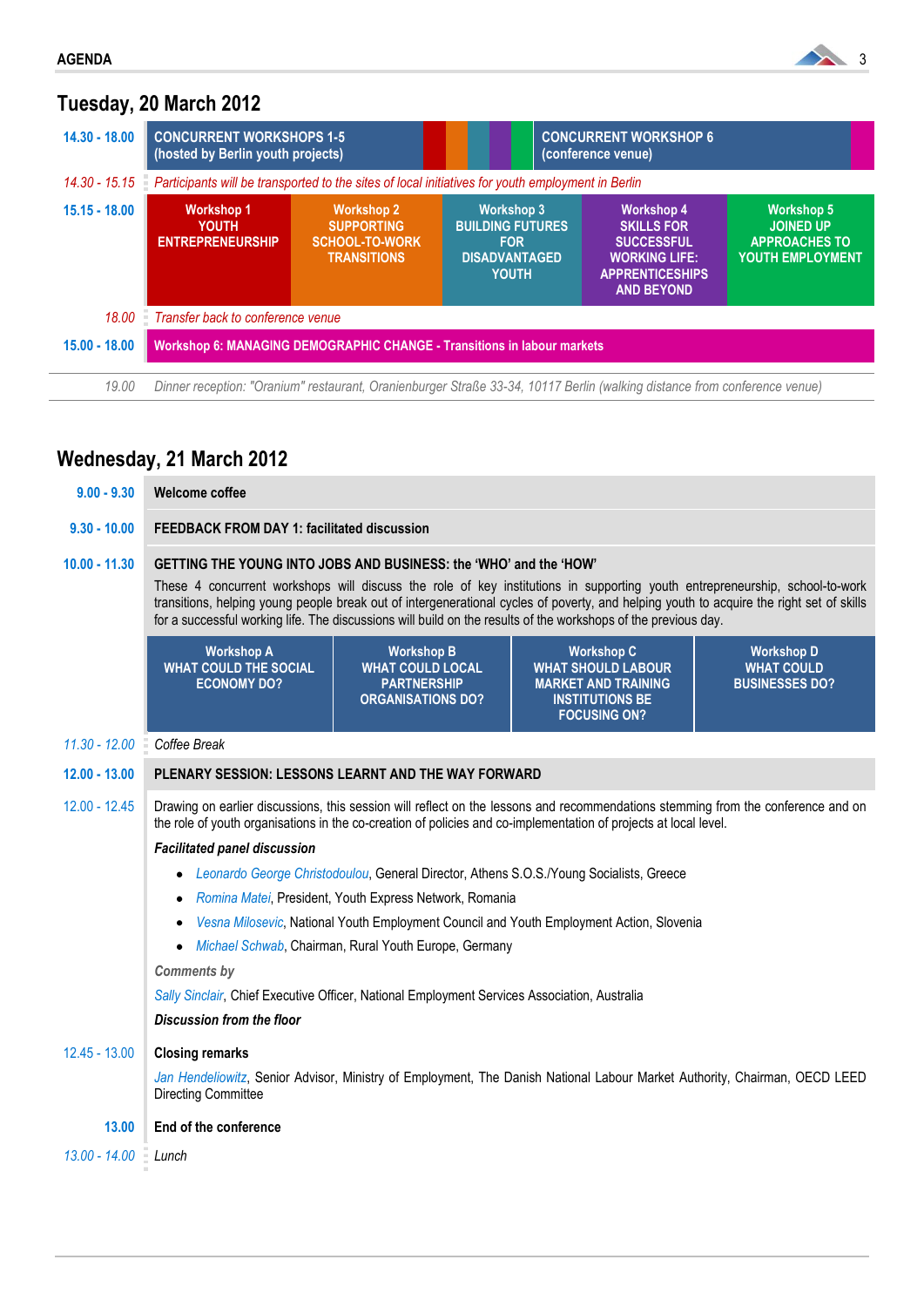## Tuesday, 20 March 2012

| | | |
|---|---|---|
| **14.30 - 18.00** | **CONCURRENT WORKSHOPS 1-5 (hosted by Berlin youth projects)** | **CONCURRENT WORKSHOP 6 (conference venue)** |
| *14.30 - 15.15* | *Participants will be transported to the sites of local initiatives for youth employment in Berlin* | |

| | | | | | |
|---|---|---|---|---|---|
| **15.15 - 18.00** | **Workshop 1** YOUTH ENTREPRENEURSHIP | **Workshop 2** SUPPORTING SCHOOL-TO-WORK TRANSITIONS | **Workshop 3** BUILDING FUTURES FOR DISADVANTAGED YOUTH | **Workshop 4** SKILLS FOR SUCCESSFUL WORKING LIFE: APPRENTICESHIPS AND BEYOND | **Workshop 5** JOINED UP APPROACHES TO YOUTH EMPLOYMENT |

*18.00* — *Transfer back to conference venue*

**15.00 - 18.00** — **Workshop 6: MANAGING DEMOGRAPHIC CHANGE - Transitions in labour markets**

*19.00* — *Dinner reception: "Oranium" restaurant, Oranienburger Straße 33-34, 10117 Berlin (walking distance from conference venue)*

## Wednesday, 21 March 2012

**9.00 - 9.30** — **Welcome coffee**

**9.30 - 10.00** — **FEEDBACK FROM DAY 1: facilitated discussion**

**10.00 - 11.30** — **GETTING THE YOUNG INTO JOBS AND BUSINESS: the 'WHO' and the 'HOW'**

These 4 concurrent workshops will discuss the role of key institutions in supporting youth entrepreneurship, school-to-work transitions, helping young people break out of intergenerational cycles of poverty, and helping youth to acquire the right set of skills for a successful working life. The discussions will build on the results of the workshops of the previous day.

| Workshop A | Workshop B | Workshop C | Workshop D |
|---|---|---|---|
| WHAT COULD THE SOCIAL ECONOMY DO? | WHAT COULD LOCAL PARTNERSHIP ORGANISATIONS DO? | WHAT SHOULD LABOUR MARKET AND TRAINING INSTITUTIONS BE FOCUSING ON? | WHAT COULD BUSINESSES DO? |

*11.30 - 12.00* — *Coffee Break*

**12.00 - 13.00** — **PLENARY SESSION: LESSONS LEARNT AND THE WAY FORWARD**

12.00 - 12.45 — Drawing on earlier discussions, this session will reflect on the lessons and recommendations stemming from the conference and on the role of youth organisations in the co-creation of policies and co-implementation of projects at local level.

***Facilitated panel discussion***

- *Leonardo George Christodoulou*, General Director, Athens S.O.S./Young Socialists, Greece
- *Romina Matei*, President, Youth Express Network, Romania
- *Vesna Milosevic*, National Youth Employment Council and Youth Employment Action, Slovenia
- *Michael Schwab*, Chairman, Rural Youth Europe, Germany

***Comments by***

*Sally Sinclair*, Chief Executive Officer, National Employment Services Association, Australia

***Discussion from the floor***

12.45 - 13.00 — **Closing remarks**

*Jan Hendeliowitz*, Senior Advisor, Ministry of Employment, The Danish National Labour Market Authority, Chairman, OECD LEED Directing Committee

**13.00** — **End of the conference**

*13.00 - 14.00* — *Lunch*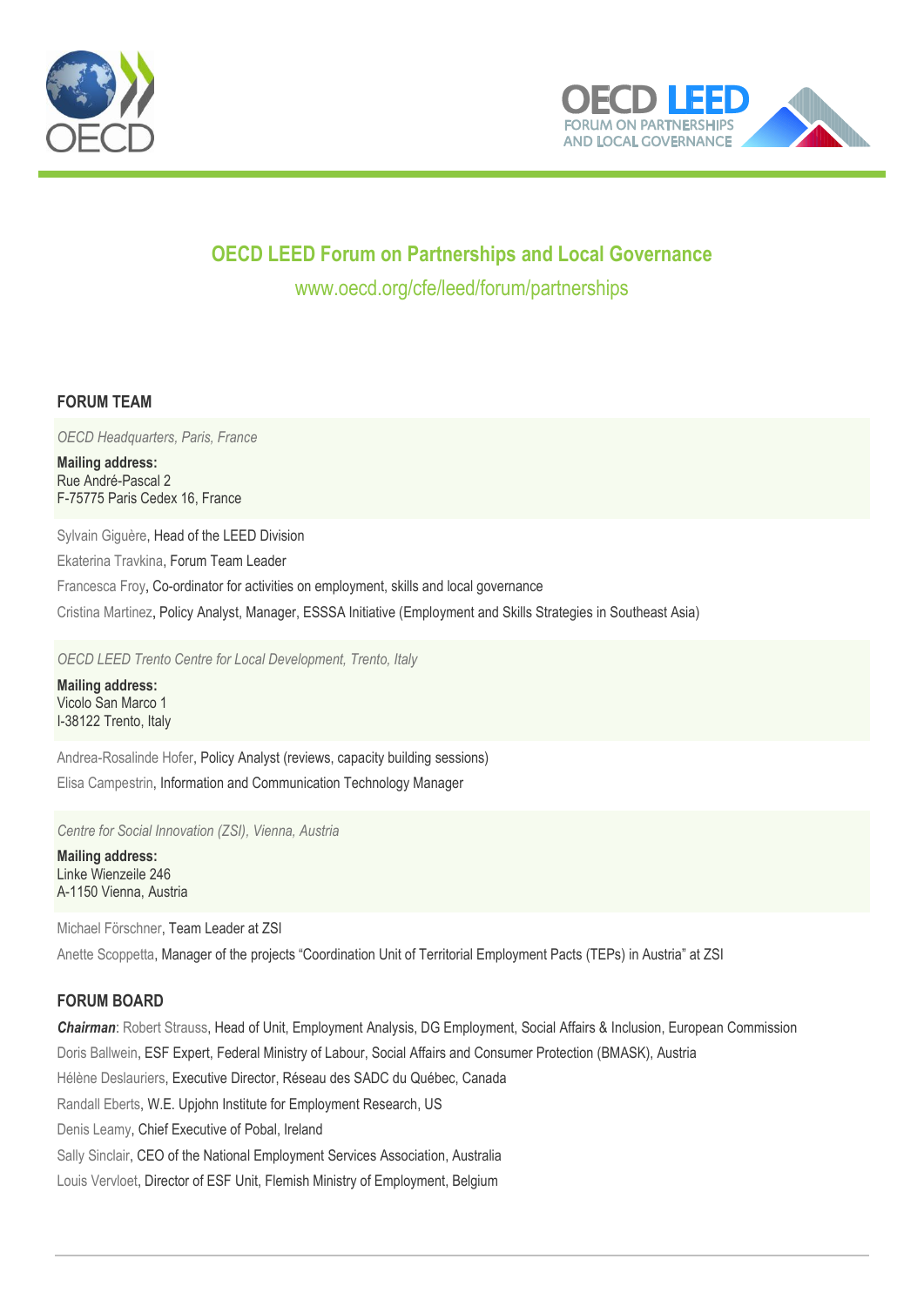## OECD LEED Forum on Partnerships and Local Governance

www.oecd.org/cfe/leed/forum/partnerships

### FORUM TEAM

*OECD Headquarters, Paris, France*

**Mailing address:**
Rue André-Pascal 2
F-75775 Paris Cedex 16, France

Sylvain Giguère, Head of the LEED Division

Ekaterina Travkina, Forum Team Leader

Francesca Froy, Co-ordinator for activities on employment, skills and local governance

Cristina Martinez, Policy Analyst, Manager, ESSSA Initiative (Employment and Skills Strategies in Southeast Asia)

*OECD LEED Trento Centre for Local Development, Trento, Italy*

**Mailing address:**
Vicolo San Marco 1
I-38122 Trento, Italy

Andrea-Rosalinde Hofer, Policy Analyst (reviews, capacity building sessions)

Elisa Campestrin, Information and Communication Technology Manager

*Centre for Social Innovation (ZSI), Vienna, Austria*

**Mailing address:**
Linke Wienzeile 246
A-1150 Vienna, Austria

Michael Förschner, Team Leader at ZSI

Anette Scoppetta, Manager of the projects "Coordination Unit of Territorial Employment Pacts (TEPs) in Austria" at ZSI

### FORUM BOARD

***Chairman***: Robert Strauss, Head of Unit, Employment Analysis, DG Employment, Social Affairs & Inclusion, European Commission

Doris Ballwein, ESF Expert, Federal Ministry of Labour, Social Affairs and Consumer Protection (BMASK), Austria

Hélène Deslauriers, Executive Director, Réseau des SADC du Québec, Canada

Randall Eberts, W.E. Upjohn Institute for Employment Research, US

Denis Leamy, Chief Executive of Pobal, Ireland

Sally Sinclair, CEO of the National Employment Services Association, Australia

Louis Vervloet, Director of ESF Unit, Flemish Ministry of Employment, Belgium